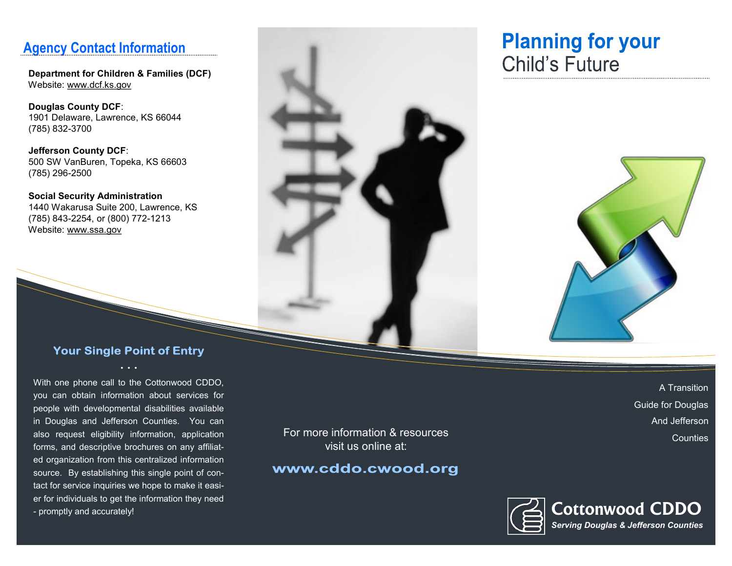## Agency Contact Information

**Department for Children & Families (DCF)**
Website: www.dcf.ks.gov

**Douglas County DCF**:
1901 Delaware, Lawrence, KS 66044
(785) 832-3700

**Jefferson County DCF**:
500 SW VanBuren, Topeka, KS 66603
(785) 296-2500

**Social Security Administration**
1440 Wakarusa Suite 200, Lawrence, KS
(785) 843-2254, or (800) 772-1213
Website: www.ssa.gov

## Your Single Point of Entry

. . .

With one phone call to the Cottonwood CDDO, you can obtain information about services for people with developmental disabilities available in Douglas and Jefferson Counties. You can also request eligibility information, application forms, and descriptive brochures on any affiliated organization from this centralized information source. By establishing this single point of contact for service inquiries we hope to make it easier for individuals to get the information they need - promptly and accurately!

For more information & resources visit us online at:

**www.cddo.cwood.org**

# Planning for your Child's Future

A Transition Guide for Douglas And Jefferson Counties

**Cottonwood CDDO**
***Serving Douglas & Jefferson Counties***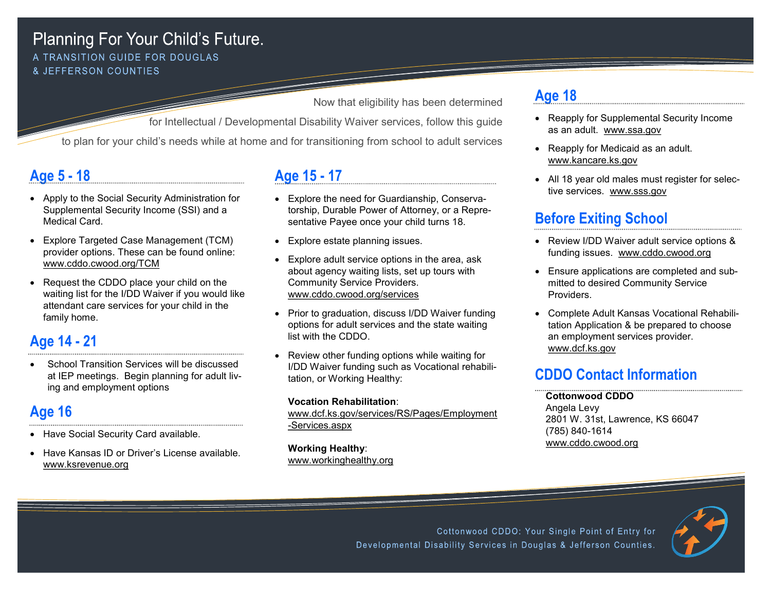# Planning For Your Child's Future.

A TRANSITION GUIDE FOR DOUGLAS & JEFFERSON COUNTIES

Now that eligibility has been determined for Intellectual / Developmental Disability Waiver services, follow this guide to plan for your child's needs while at home and for transitioning from school to adult services

## Age 5 - 18

- Apply to the Social Security Administration for Supplemental Security Income (SSI) and a Medical Card.
- Explore Targeted Case Management (TCM) provider options. These can be found online: www.cddo.cwood.org/TCM
- Request the CDDO place your child on the waiting list for the I/DD Waiver if you would like attendant care services for your child in the family home.

## Age 14 - 21

- School Transition Services will be discussed at IEP meetings. Begin planning for adult living and employment options

## Age 16

- Have Social Security Card available.
- Have Kansas ID or Driver's License available. www.ksrevenue.org

## Age 15 - 17

- Explore the need for Guardianship, Conservatorship, Durable Power of Attorney, or a Representative Payee once your child turns 18.
- Explore estate planning issues.
- Explore adult service options in the area, ask about agency waiting lists, set up tours with Community Service Providers. www.cddo.cwood.org/services
- Prior to graduation, discuss I/DD Waiver funding options for adult services and the state waiting list with the CDDO.
- Review other funding options while waiting for I/DD Waiver funding such as Vocational rehabilitation, or Working Healthy:

  **Vocation Rehabilitation**:
  www.dcf.ks.gov/services/RS/Pages/Employment-Services.aspx

  **Working Healthy**:
  www.workinghealthy.org

## Age 18

- Reapply for Supplemental Security Income as an adult. www.ssa.gov
- Reapply for Medicaid as an adult. www.kancare.ks.gov
- All 18 year old males must register for selective services. www.sss.gov

## Before Exiting School

- Review I/DD Waiver adult service options & funding issues. www.cddo.cwood.org
- Ensure applications are completed and submitted to desired Community Service Providers.
- Complete Adult Kansas Vocational Rehabilitation Application & be prepared to choose an employment services provider. www.dcf.ks.gov

## CDDO Contact Information

**Cottonwood CDDO**
Angela Levy
2801 W. 31st, Lawrence, KS 66047
(785) 840-1614
www.cddo.cwood.org

Cottonwood CDDO: Your Single Point of Entry for Developmental Disability Services in Douglas & Jefferson Counties.